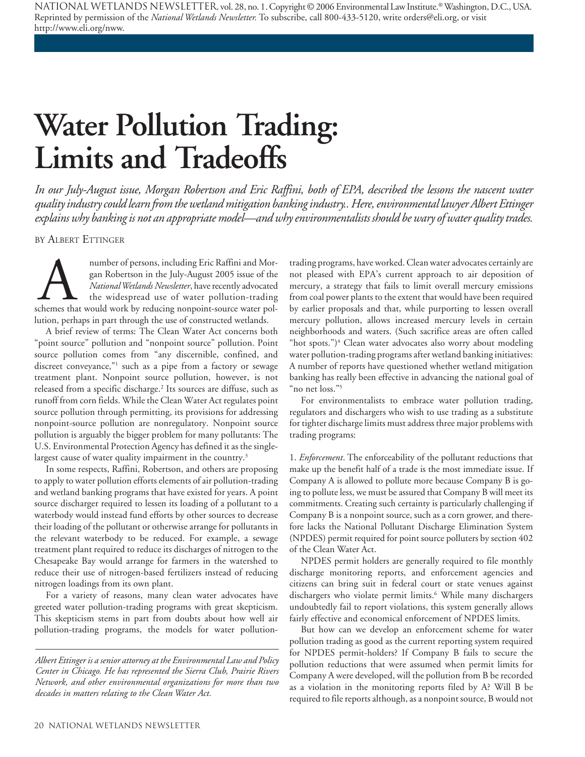# Water Pollution Trading: Limits and Tradeoffs

*In our July-August issue, Morgan Robertson and Eric Raffini, both of EPA, described the lessons the nascent water quality industry could learn from the wetland mitigation banking industry.. Here, environmental lawyer Albert Ettinger explains why banking is not an appropriate model—and why environmentalists should be wary of water quality trades.*

BY ALBERT ETTINGER

A number of persons, including Eric Raffini and Morgan Robertson in the July-August 2005 issue of the *National Wetlands Newsletter*, have recently advocated the widespread use of water pollution-trading schemes that would work by reducing nonpoint-source water pollution, perhaps in part through the use of constructed wetlands.

A brief review of terms: The Clean Water Act concerns both "point source" pollution and "nonpoint source" pollution. Point source pollution comes from "any discernible, confined, and discreet conveyance,"[1] such as a pipe from a factory or sewage treatment plant. Nonpoint source pollution, however, is not released from a specific discharge.[2] Its sources are diffuse, such as runoff from corn fields. While the Clean Water Act regulates point source pollution through permitting, its provisions for addressing nonpoint-source pollution are nonregulatory. Nonpoint source pollution is arguably the bigger problem for many pollutants: The U.S. Environmental Protection Agency has defined it as the single-largest cause of water quality impairment in the country.[3]

In some respects, Raffini, Robertson, and others are proposing to apply to water pollution efforts elements of air pollution-trading and wetland banking programs that have existed for years. A point source discharger required to lessen its loading of a pollutant to a waterbody would instead fund efforts by other sources to decrease their loading of the pollutant or otherwise arrange for pollutants in the relevant waterbody to be reduced. For example, a sewage treatment plant required to reduce its discharges of nitrogen to the Chesapeake Bay would arrange for farmers in the watershed to reduce their use of nitrogen-based fertilizers instead of reducing nitrogen loadings from its own plant.

For a variety of reasons, many clean water advocates have greeted water pollution-trading programs with great skepticism. This skepticism stems in part from doubts about how well air pollution-trading programs, the models for water pollution-trading programs, have worked. Clean water advocates certainly are not pleased with EPA's current approach to air deposition of mercury, a strategy that fails to limit overall mercury emissions from coal power plants to the extent that would have been required by earlier proposals and that, while purporting to lessen overall mercury pollution, allows increased mercury levels in certain neighborhoods and waters. (Such sacrifice areas are often called "hot spots.")[4] Clean water advocates also worry about modeling water pollution-trading programs after wetland banking initiatives: A number of reports have questioned whether wetland mitigation banking has really been effective in advancing the national goal of "no net loss."[5]

For environmentalists to embrace water pollution trading, regulators and dischargers who wish to use trading as a substitute for tighter discharge limits must address three major problems with trading programs:

1. *Enforcement*. The enforceability of the pollutant reductions that make up the benefit half of a trade is the most immediate issue. If Company A is allowed to pollute more because Company B is going to pollute less, we must be assured that Company B will meet its commitments. Creating such certainty is particularly challenging if Company B is a nonpoint source, such as a corn grower, and therefore lacks the National Pollutant Discharge Elimination System (NPDES) permit required for point source polluters by section 402 of the Clean Water Act.

NPDES permit holders are generally required to file monthly discharge monitoring reports, and enforcement agencies and citizens can bring suit in federal court or state venues against dischargers who violate permit limits.[6] While many dischargers undoubtedly fail to report violations, this system generally allows fairly effective and economical enforcement of NPDES limits.

But how can we develop an enforcement scheme for water pollution trading as good as the current reporting system required for NPDES permit-holders? If Company B fails to secure the pollution reductions that were assumed when permit limits for Company A were developed, will the pollution from B be recorded as a violation in the monitoring reports filed by A? Will B be required to file reports although, as a nonpoint source, B would not

---

*Albert Ettinger is a senior attorney at the Environmental Law and Policy Center in Chicago. He has represented the Sierra Club, Prairie Rivers Network, and other environmental organizations for more than two decades in matters relating to the Clean Water Act.*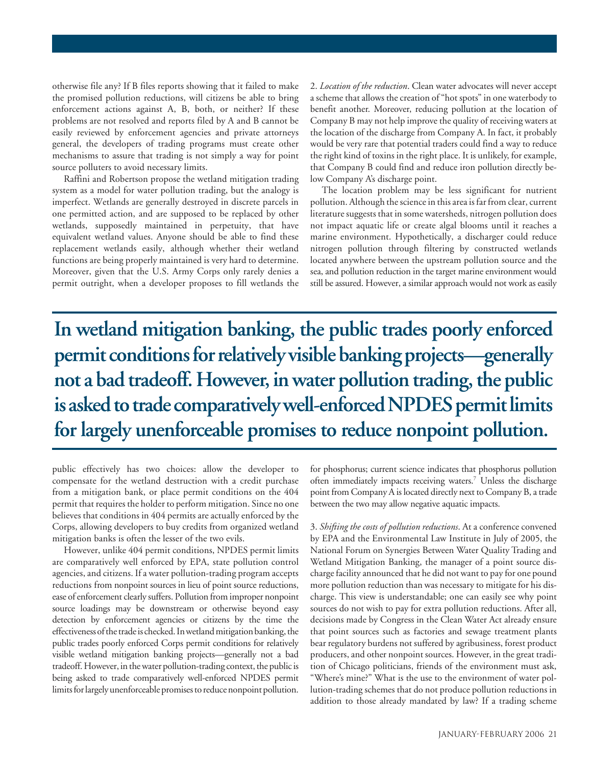otherwise file any? If B files reports showing that it failed to make the promised pollution reductions, will citizens be able to bring enforcement actions against A, B, both, or neither? If these problems are not resolved and reports filed by A and B cannot be easily reviewed by enforcement agencies and private attorneys general, the developers of trading programs must create other mechanisms to assure that trading is not simply a way for point source polluters to avoid necessary limits.

Raffini and Robertson propose the wetland mitigation trading system as a model for water pollution trading, but the analogy is imperfect. Wetlands are generally destroyed in discrete parcels in one permitted action, and are supposed to be replaced by other wetlands, supposedly maintained in perpetuity, that have equivalent wetland values. Anyone should be able to find these replacement wetlands easily, although whether their wetland functions are being properly maintained is very hard to determine. Moreover, given that the U.S. Army Corps only rarely denies a permit outright, when a developer proposes to fill wetlands the public effectively has two choices: allow the developer to compensate for the wetland destruction with a credit purchase from a mitigation bank, or place permit conditions on the 404 permit that requires the holder to perform mitigation. Since no one believes that conditions in 404 permits are actually enforced by the Corps, allowing developers to buy credits from organized wetland mitigation banks is often the lesser of the two evils.

However, unlike 404 permit conditions, NPDES permit limits are comparatively well enforced by EPA, state pollution control agencies, and citizens. If a water pollution-trading program accepts reductions from nonpoint sources in lieu of point source reductions, ease of enforcement clearly suffers. Pollution from improper nonpoint source loadings may be downstream or otherwise beyond easy detection by enforcement agencies or citizens by the time the effectiveness of the trade is checked. In wetland mitigation banking, the public trades poorly enforced Corps permit conditions for relatively visible wetland mitigation banking projects—generally not a bad tradeoff. However, in the water pollution-trading context, the public is being asked to trade comparatively well-enforced NPDES permit limits for largely unenforceable promises to reduce nonpoint pollution.

**In wetland mitigation banking, the public trades poorly enforced permit conditions for relatively visible banking projects—generally not a bad tradeoff. However, in water pollution trading, the public is asked to trade comparatively well-enforced NPDES permit limits for largely unenforceable promises to reduce nonpoint pollution.**

2. *Location of the reduction*. Clean water advocates will never accept a scheme that allows the creation of "hot spots" in one waterbody to benefit another. Moreover, reducing pollution at the location of Company B may not help improve the quality of receiving waters at the location of the discharge from Company A. In fact, it probably would be very rare that potential traders could find a way to reduce the right kind of toxins in the right place. It is unlikely, for example, that Company B could find and reduce iron pollution directly below Company A's discharge point.

The location problem may be less significant for nutrient pollution. Although the science in this area is far from clear, current literature suggests that in some watersheds, nitrogen pollution does not impact aquatic life or create algal blooms until it reaches a marine environment. Hypothetically, a discharger could reduce nitrogen pollution through filtering by constructed wetlands located anywhere between the upstream pollution source and the sea, and pollution reduction in the target marine environment would still be assured. However, a similar approach would not work as easily for phosphorus; current science indicates that phosphorus pollution often immediately impacts receiving waters.[7] Unless the discharge point from Company A is located directly next to Company B, a trade between the two may allow negative aquatic impacts.

3. *Shifting the costs of pollution reductions*. At a conference convened by EPA and the Environmental Law Institute in July of 2005, the National Forum on Synergies Between Water Quality Trading and Wetland Mitigation Banking, the manager of a point source discharge facility announced that he did not want to pay for one pound more pollution reduction than was necessary to mitigate for his discharge. This view is understandable; one can easily see why point sources do not wish to pay for extra pollution reductions. After all, decisions made by Congress in the Clean Water Act already ensure that point sources such as factories and sewage treatment plants bear regulatory burdens not suffered by agribusiness, forest product producers, and other nonpoint sources. However, in the great tradition of Chicago politicians, friends of the environment must ask, "Where's mine?" What is the use to the environment of water pollution-trading schemes that do not produce pollution reductions in addition to those already mandated by law? If a trading scheme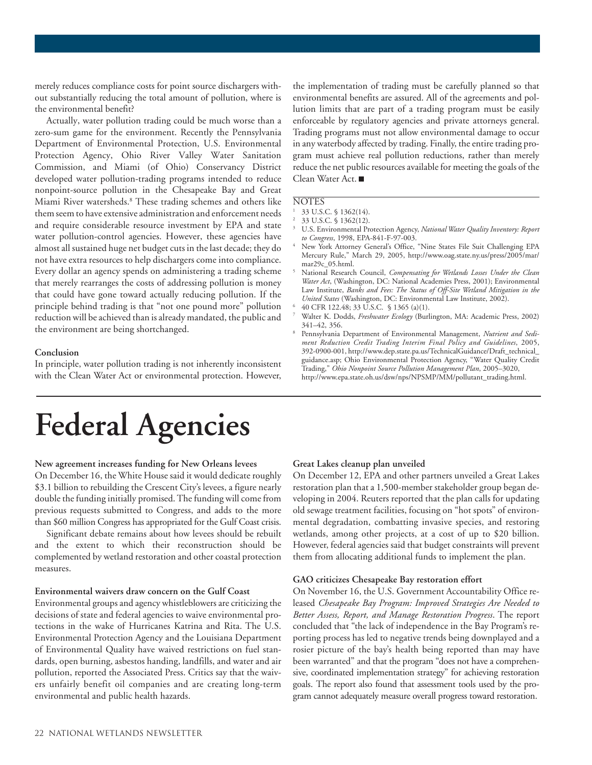merely reduces compliance costs for point source dischargers without substantially reducing the total amount of pollution, where is the environmental benefit?

Actually, water pollution trading could be much worse than a zero-sum game for the environment. Recently the Pennsylvania Department of Environmental Protection, U.S. Environmental Protection Agency, Ohio River Valley Water Sanitation Commission, and Miami (of Ohio) Conservancy District developed water pollution-trading programs intended to reduce nonpoint-source pollution in the Chesapeake Bay and Great Miami River watersheds.[8] These trading schemes and others like them seem to have extensive administration and enforcement needs and require considerable resource investment by EPA and state water pollution-control agencies. However, these agencies have almost all sustained huge net budget cuts in the last decade; they do not have extra resources to help dischargers come into compliance. Every dollar an agency spends on administering a trading scheme that merely rearranges the costs of addressing pollution is money that could have gone toward actually reducing pollution. If the principle behind trading is that "not one pound more" pollution reduction will be achieved than is already mandated, the public and the environment are being shortchanged.

**Conclusion**

In principle, water pollution trading is not inherently inconsistent with the Clean Water Act or environmental protection. However, the implementation of trading must be carefully planned so that environmental benefits are assured. All of the agreements and pollution limits that are part of a trading program must be easily enforceable by regulatory agencies and private attorneys general. Trading programs must not allow environmental damage to occur in any waterbody affected by trading. Finally, the entire trading program must achieve real pollution reductions, rather than merely reduce the net public resources available for meeting the goals of the Clean Water Act. ■

NOTES

1. 33 U.S.C. § 1362(14).
2. 33 U.S.C. § 1362(12).
3. U.S. Environmental Protection Agency, *National Water Quality Inventory: Report to Congress*, 1998, EPA-841-F-97-003.
4. New York Attorney General's Office, "Nine States File Suit Challenging EPA Mercury Rule," March 29, 2005, http://www.oag.state.ny.us/press/2005/mar/mar29c_05.html.
5. National Research Council, *Compensating for Wetlands Losses Under the Clean Water Act*, (Washington, DC: National Academies Press, 2001); Environmental Law Institute, *Banks and Fees: The Status of Off-Site Wetland Mitigation in the United States* (Washington, DC: Environmental Law Institute, 2002).
6. 40 CFR 122.48; 33 U.S.C. § 1365 (a)(1).
7. Walter K. Dodds, *Freshwater Ecology* (Burlington, MA: Academic Press, 2002) 341–42, 356.
8. Pennsylvania Department of Environmental Management, *Nutrient and Sediment Reduction Credit Trading Interim Final Policy and Guidelines*, 2005, 392-0900-001, http://www.dep.state.pa.us/TechnicalGuidance/Draft_technical_guidance.asp; Ohio Environmental Protection Agency, "Water Quality Credit Trading," *Ohio Nonpoint Source Pollution Management Plan*, 2005–3020, http://www.epa.state.oh.us/dsw/nps/NPSMP/MM/pollutant_trading.html.

# Federal Agencies

**New agreement increases funding for New Orleans levees**

On December 16, the White House said it would dedicate roughly $3.1 billion to rebuilding the Crescent City's levees, a figure nearly double the funding initially promised. The funding will come from previous requests submitted to Congress, and adds to the more than $60 million Congress has appropriated for the Gulf Coast crisis.

Significant debate remains about how levees should be rebuilt and the extent to which their reconstruction should be complemented by wetland restoration and other coastal protection measures.

**Environmental waivers draw concern on the Gulf Coast**

Environmental groups and agency whistleblowers are criticizing the decisions of state and federal agencies to waive environmental protections in the wake of Hurricanes Katrina and Rita. The U.S. Environmental Protection Agency and the Louisiana Department of Environmental Quality have waived restrictions on fuel standards, open burning, asbestos handing, landfills, and water and air pollution, reported the Associated Press. Critics say that the waivers unfairly benefit oil companies and are creating long-term environmental and public health hazards.

**Great Lakes cleanup plan unveiled**

On December 12, EPA and other partners unveiled a Great Lakes restoration plan that a 1,500-member stakeholder group began developing in 2004. Reuters reported that the plan calls for updating old sewage treatment facilities, focusing on "hot spots" of environmental degradation, combatting invasive species, and restoring wetlands, among other projects, at a cost of up to $20 billion. However, federal agencies said that budget constraints will prevent them from allocating additional funds to implement the plan.

**GAO criticizes Chesapeake Bay restoration effort**

On November 16, the U.S. Government Accountability Office released *Chesapeake Bay Program: Improved Strategies Are Needed to Better Assess, Report, and Manage Restoration Progress*. The report concluded that "the lack of independence in the Bay Program's reporting process has led to negative trends being downplayed and a rosier picture of the bay's health being reported than may have been warranted" and that the program "does not have a comprehensive, coordinated implementation strategy" for achieving restoration goals. The report also found that assessment tools used by the program cannot adequately measure overall progress toward restoration.